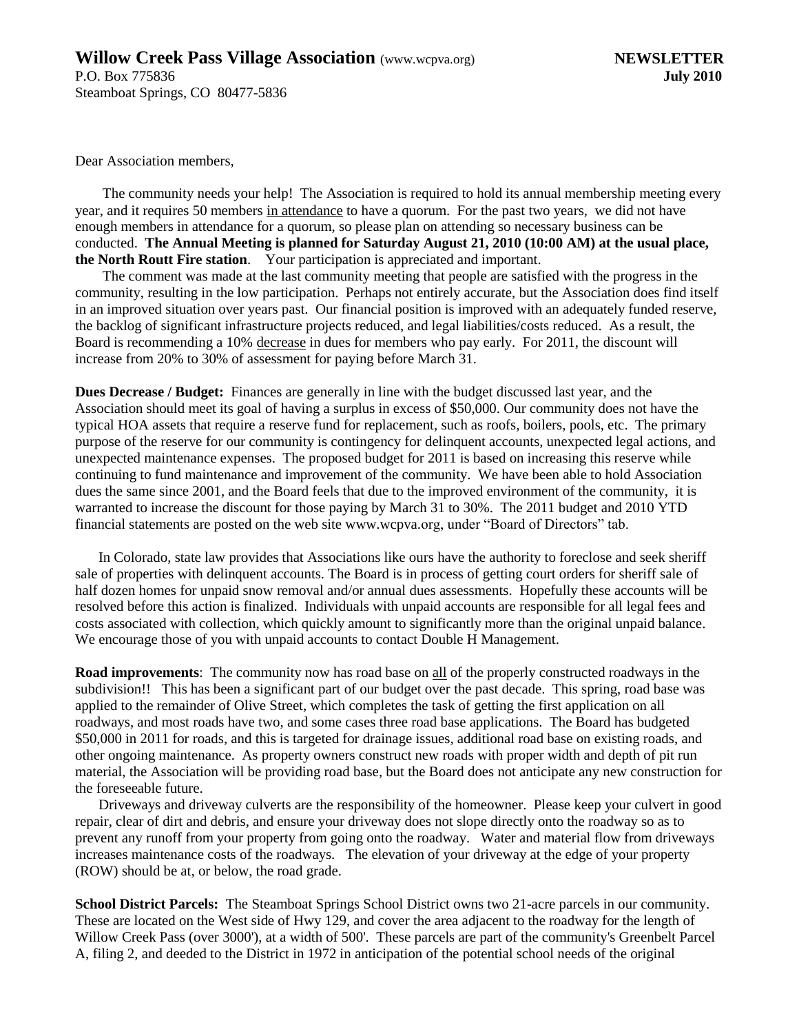**Willow Creek Pass Village Association** (www.wcpva.org) **NEWSLETTER**
P.O. Box 775836 **July 2010**
Steamboat Springs, CO 80477-5836

Dear Association members,

The community needs your help! The Association is required to hold its annual membership meeting every year, and it requires 50 members in attendance to have a quorum. For the past two years, we did not have enough members in attendance for a quorum, so please plan on attending so necessary business can be conducted. **The Annual Meeting is planned for Saturday August 21, 2010 (10:00 AM) at the usual place, the North Routt Fire station**. Your participation is appreciated and important.

The comment was made at the last community meeting that people are satisfied with the progress in the community, resulting in the low participation. Perhaps not entirely accurate, but the Association does find itself in an improved situation over years past. Our financial position is improved with an adequately funded reserve, the backlog of significant infrastructure projects reduced, and legal liabilities/costs reduced. As a result, the Board is recommending a 10% decrease in dues for members who pay early. For 2011, the discount will increase from 20% to 30% of assessment for paying before March 31.

**Dues Decrease / Budget:** Finances are generally in line with the budget discussed last year, and the Association should meet its goal of having a surplus in excess of $50,000. Our community does not have the typical HOA assets that require a reserve fund for replacement, such as roofs, boilers, pools, etc. The primary purpose of the reserve for our community is contingency for delinquent accounts, unexpected legal actions, and unexpected maintenance expenses. The proposed budget for 2011 is based on increasing this reserve while continuing to fund maintenance and improvement of the community. We have been able to hold Association dues the same since 2001, and the Board feels that due to the improved environment of the community, it is warranted to increase the discount for those paying by March 31 to 30%. The 2011 budget and 2010 YTD financial statements are posted on the web site www.wcpva.org, under "Board of Directors" tab.

In Colorado, state law provides that Associations like ours have the authority to foreclose and seek sheriff sale of properties with delinquent accounts. The Board is in process of getting court orders for sheriff sale of half dozen homes for unpaid snow removal and/or annual dues assessments. Hopefully these accounts will be resolved before this action is finalized. Individuals with unpaid accounts are responsible for all legal fees and costs associated with collection, which quickly amount to significantly more than the original unpaid balance. We encourage those of you with unpaid accounts to contact Double H Management.

**Road improvements**: The community now has road base on all of the properly constructed roadways in the subdivision!! This has been a significant part of our budget over the past decade. This spring, road base was applied to the remainder of Olive Street, which completes the task of getting the first application on all roadways, and most roads have two, and some cases three road base applications. The Board has budgeted $50,000 in 2011 for roads, and this is targeted for drainage issues, additional road base on existing roads, and other ongoing maintenance. As property owners construct new roads with proper width and depth of pit run material, the Association will be providing road base, but the Board does not anticipate any new construction for the foreseeable future.

Driveways and driveway culverts are the responsibility of the homeowner. Please keep your culvert in good repair, clear of dirt and debris, and ensure your driveway does not slope directly onto the roadway so as to prevent any runoff from your property from going onto the roadway. Water and material flow from driveways increases maintenance costs of the roadways. The elevation of your driveway at the edge of your property (ROW) should be at, or below, the road grade.

**School District Parcels:** The Steamboat Springs School District owns two 21-acre parcels in our community. These are located on the West side of Hwy 129, and cover the area adjacent to the roadway for the length of Willow Creek Pass (over 3000'), at a width of 500'. These parcels are part of the community's Greenbelt Parcel A, filing 2, and deeded to the District in 1972 in anticipation of the potential school needs of the original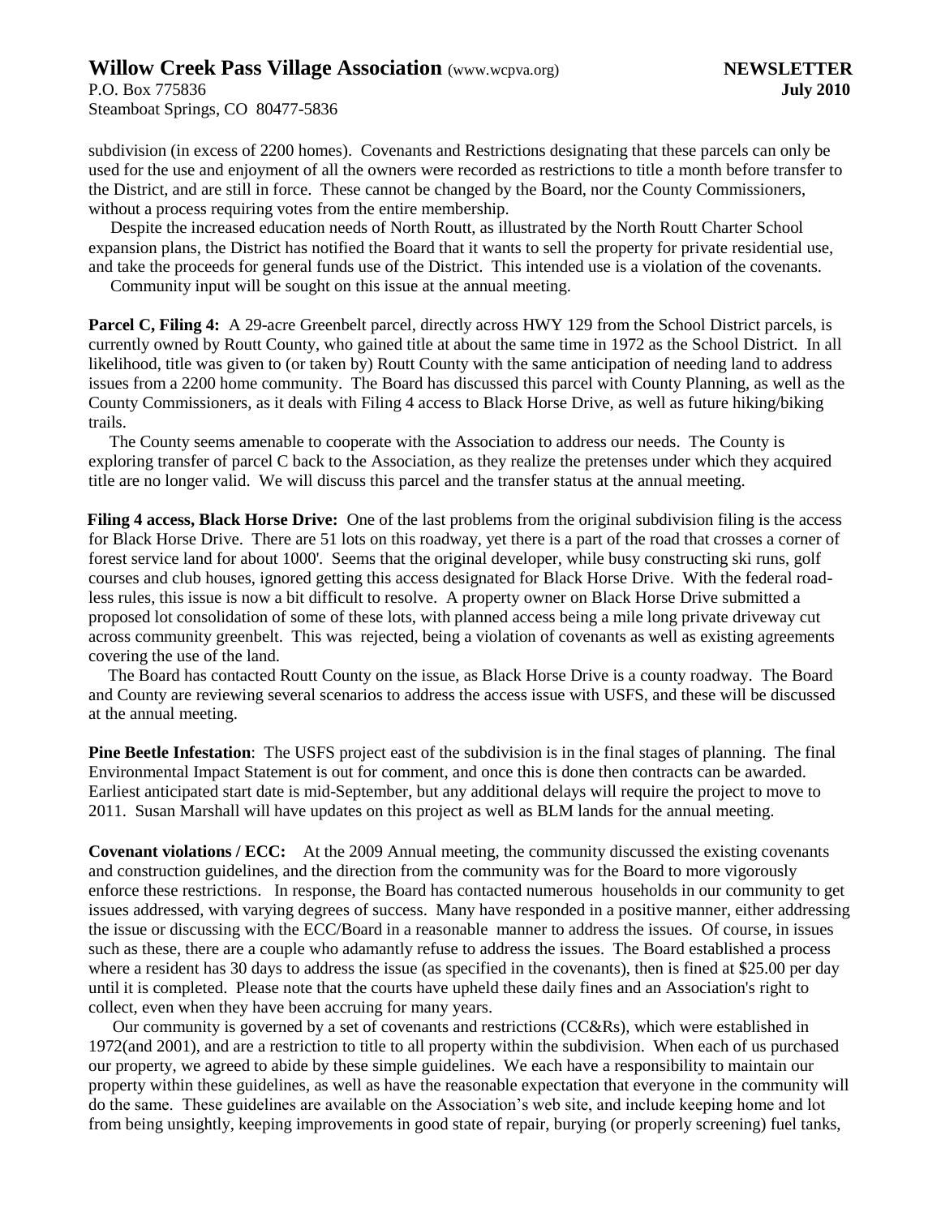subdivision (in excess of 2200 homes). Covenants and Restrictions designating that these parcels can only be used for the use and enjoyment of all the owners were recorded as restrictions to title a month before transfer to the District, and are still in force. These cannot be changed by the Board, nor the County Commissioners, without a process requiring votes from the entire membership.

Despite the increased education needs of North Routt, as illustrated by the North Routt Charter School expansion plans, the District has notified the Board that it wants to sell the property for private residential use, and take the proceeds for general funds use of the District. This intended use is a violation of the covenants.

Community input will be sought on this issue at the annual meeting.

**Parcel C, Filing 4:** A 29-acre Greenbelt parcel, directly across HWY 129 from the School District parcels, is currently owned by Routt County, who gained title at about the same time in 1972 as the School District. In all likelihood, title was given to (or taken by) Routt County with the same anticipation of needing land to address issues from a 2200 home community. The Board has discussed this parcel with County Planning, as well as the County Commissioners, as it deals with Filing 4 access to Black Horse Drive, as well as future hiking/biking trails.

The County seems amenable to cooperate with the Association to address our needs. The County is exploring transfer of parcel C back to the Association, as they realize the pretenses under which they acquired title are no longer valid. We will discuss this parcel and the transfer status at the annual meeting.

**Filing 4 access, Black Horse Drive:** One of the last problems from the original subdivision filing is the access for Black Horse Drive. There are 51 lots on this roadway, yet there is a part of the road that crosses a corner of forest service land for about 1000'. Seems that the original developer, while busy constructing ski runs, golf courses and club houses, ignored getting this access designated for Black Horse Drive. With the federal road-less rules, this issue is now a bit difficult to resolve. A property owner on Black Horse Drive submitted a proposed lot consolidation of some of these lots, with planned access being a mile long private driveway cut across community greenbelt. This was rejected, being a violation of covenants as well as existing agreements covering the use of the land.

The Board has contacted Routt County on the issue, as Black Horse Drive is a county roadway. The Board and County are reviewing several scenarios to address the access issue with USFS, and these will be discussed at the annual meeting.

**Pine Beetle Infestation**: The USFS project east of the subdivision is in the final stages of planning. The final Environmental Impact Statement is out for comment, and once this is done then contracts can be awarded. Earliest anticipated start date is mid-September, but any additional delays will require the project to move to 2011. Susan Marshall will have updates on this project as well as BLM lands for the annual meeting.

**Covenant violations / ECC:** At the 2009 Annual meeting, the community discussed the existing covenants and construction guidelines, and the direction from the community was for the Board to more vigorously enforce these restrictions. In response, the Board has contacted numerous households in our community to get issues addressed, with varying degrees of success. Many have responded in a positive manner, either addressing the issue or discussing with the ECC/Board in a reasonable manner to address the issues. Of course, in issues such as these, there are a couple who adamantly refuse to address the issues. The Board established a process where a resident has 30 days to address the issue (as specified in the covenants), then is fined at $25.00 per day until it is completed. Please note that the courts have upheld these daily fines and an Association's right to collect, even when they have been accruing for many years.

Our community is governed by a set of covenants and restrictions (CC&Rs), which were established in 1972(and 2001), and are a restriction to title to all property within the subdivision. When each of us purchased our property, we agreed to abide by these simple guidelines. We each have a responsibility to maintain our property within these guidelines, as well as have the reasonable expectation that everyone in the community will do the same. These guidelines are available on the Association's web site, and include keeping home and lot from being unsightly, keeping improvements in good state of repair, burying (or properly screening) fuel tanks,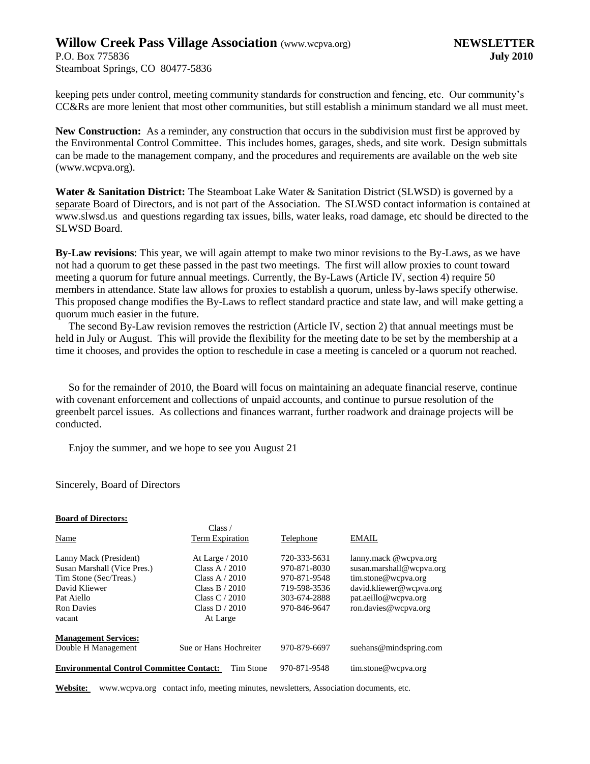keeping pets under control, meeting community standards for construction and fencing, etc. Our community's CC&Rs are more lenient that most other communities, but still establish a minimum standard we all must meet.

**New Construction:** As a reminder, any construction that occurs in the subdivision must first be approved by the Environmental Control Committee. This includes homes, garages, sheds, and site work. Design submittals can be made to the management company, and the procedures and requirements are available on the web site (www.wcpva.org).

**Water & Sanitation District:** The Steamboat Lake Water & Sanitation District (SLWSD) is governed by a separate Board of Directors, and is not part of the Association. The SLWSD contact information is contained at www.slwsd.us and questions regarding tax issues, bills, water leaks, road damage, etc should be directed to the SLWSD Board.

**By-Law revisions**: This year, we will again attempt to make two minor revisions to the By-Laws, as we have not had a quorum to get these passed in the past two meetings. The first will allow proxies to count toward meeting a quorum for future annual meetings. Currently, the By-Laws (Article IV, section 4) require 50 members in attendance. State law allows for proxies to establish a quorum, unless by-laws specify otherwise. This proposed change modifies the By-Laws to reflect standard practice and state law, and will make getting a quorum much easier in the future.

The second By-Law revision removes the restriction (Article IV, section 2) that annual meetings must be held in July or August. This will provide the flexibility for the meeting date to be set by the membership at a time it chooses, and provides the option to reschedule in case a meeting is canceled or a quorum not reached.

So for the remainder of 2010, the Board will focus on maintaining an adequate financial reserve, continue with covenant enforcement and collections of unpaid accounts, and continue to pursue resolution of the greenbelt parcel issues. As collections and finances warrant, further roadwork and drainage projects will be conducted.

Enjoy the summer, and we hope to see you August 21

Sincerely, Board of Directors

**Board of Directors:**

| Name | Class / Term Expiration | Telephone | EMAIL |
|---|---|---|---|
| Lanny Mack (President) | At Large / 2010 | 720-333-5631 | lanny.mack @wcpva.org |
| Susan Marshall (Vice Pres.) | Class A / 2010 | 970-871-8030 | susan.marshall@wcpva.org |
| Tim Stone (Sec/Treas.) | Class A / 2010 | 970-871-9548 | tim.stone@wcpva.org |
| David Kliewer | Class B / 2010 | 719-598-3536 | david.kliewer@wcpva.org |
| Pat Aiello | Class C / 2010 | 303-674-2888 | pat.aeillo@wcpva.org |
| Ron Davies | Class D / 2010 | 970-846-9647 | ron.davies@wcpva.org |
| vacant | At Large | | |
| **Management Services:** | | | |
| Double H Management | Sue or Hans Hochreiter | 970-879-6697 | suehans@mindspring.com |
| **Environmental Control Committee Contact:** | Tim Stone | 970-871-9548 | tim.stone@wcpva.org |

**Website:** www.wcpva.org contact info, meeting minutes, newsletters, Association documents, etc.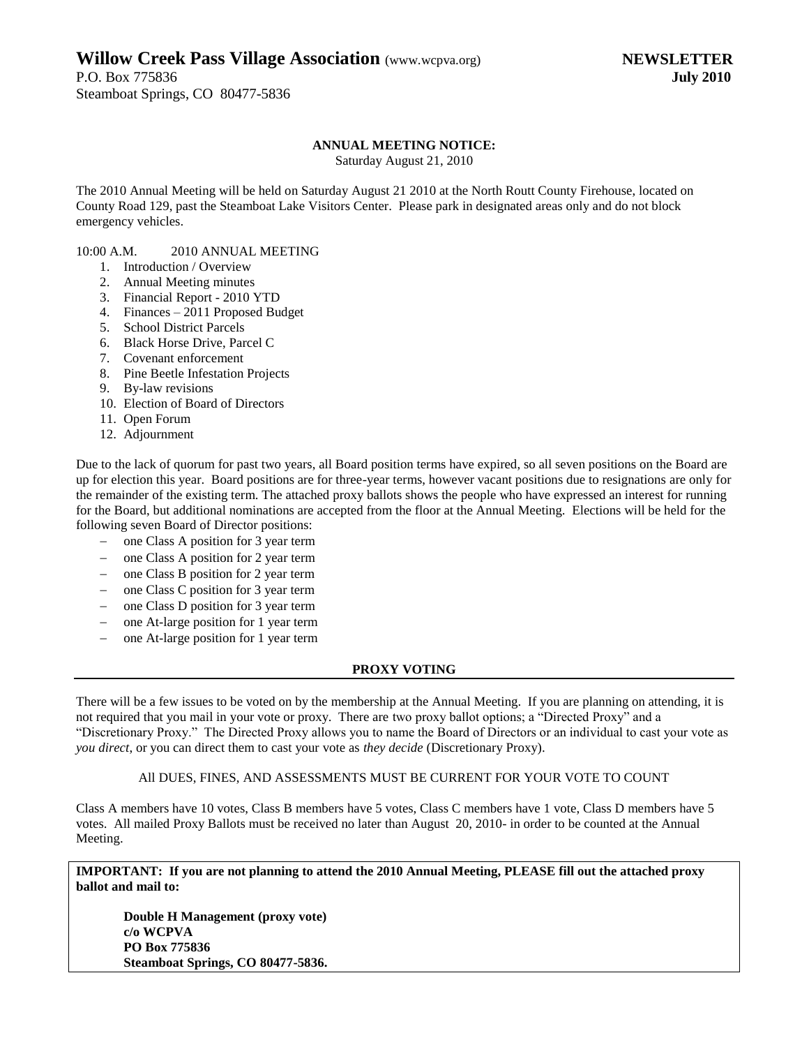**Willow Creek Pass Village Association** (www.wcpva.org) **NEWSLETTER**
P.O. Box 775836 **July 2010**
Steamboat Springs, CO 80477-5836

**ANNUAL MEETING NOTICE:**
Saturday August 21, 2010

The 2010 Annual Meeting will be held on Saturday August 21 2010 at the North Routt County Firehouse, located on County Road 129, past the Steamboat Lake Visitors Center. Please park in designated areas only and do not block emergency vehicles.

10:00 A.M. 2010 ANNUAL MEETING

1. Introduction / Overview
2. Annual Meeting minutes
3. Financial Report - 2010 YTD
4. Finances – 2011 Proposed Budget
5. School District Parcels
6. Black Horse Drive, Parcel C
7. Covenant enforcement
8. Pine Beetle Infestation Projects
9. By-law revisions
10. Election of Board of Directors
11. Open Forum
12. Adjournment

Due to the lack of quorum for past two years, all Board position terms have expired, so all seven positions on the Board are up for election this year. Board positions are for three-year terms, however vacant positions due to resignations are only for the remainder of the existing term. The attached proxy ballots shows the people who have expressed an interest for running for the Board, but additional nominations are accepted from the floor at the Annual Meeting. Elections will be held for the following seven Board of Director positions:

- one Class A position for 3 year term
- one Class A position for 2 year term
- one Class B position for 2 year term
- one Class C position for 3 year term
- one Class D position for 3 year term
- one At-large position for 1 year term
- one At-large position for 1 year term

**PROXY VOTING**

There will be a few issues to be voted on by the membership at the Annual Meeting. If you are planning on attending, it is not required that you mail in your vote or proxy. There are two proxy ballot options; a "Directed Proxy" and a "Discretionary Proxy." The Directed Proxy allows you to name the Board of Directors or an individual to cast your vote as *you direct*, or you can direct them to cast your vote as *they decide* (Discretionary Proxy).

All DUES, FINES, AND ASSESSMENTS MUST BE CURRENT FOR YOUR VOTE TO COUNT

Class A members have 10 votes, Class B members have 5 votes, Class C members have 1 vote, Class D members have 5 votes. All mailed Proxy Ballots must be received no later than August 20, 2010- in order to be counted at the Annual Meeting.

**IMPORTANT: If you are not planning to attend the 2010 Annual Meeting, PLEASE fill out the attached proxy ballot and mail to:**

**Double H Management (proxy vote)**
**c/o WCPVA**
**PO Box 775836**
**Steamboat Springs, CO 80477-5836.**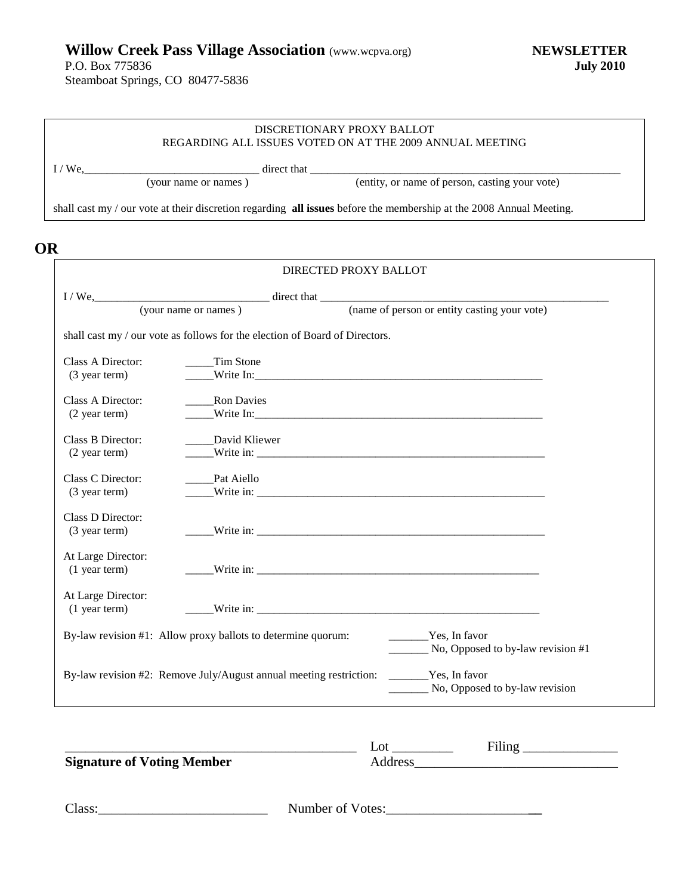**Willow Creek Pass Village Association** (www.wcpva.org)
P.O. Box 775836
Steamboat Springs, CO 80477-5836

**NEWSLETTER**
**July 2010**

DISCRETIONARY PROXY BALLOT
REGARDING ALL ISSUES VOTED ON AT THE 2009 ANNUAL MEETING

I / We,______________________________ direct that ________________________________________________________
(your name or names ) (entity, or name of person, casting your vote)

shall cast my / our vote at their discretion regarding **all issues** before the membership at the 2008 Annual Meeting.

**OR**

DIRECTED PROXY BALLOT

I / We,______________________________ direct that ____________________________________________________
(your name or names ) (name of person or entity casting your vote)

shall cast my / our vote as follows for the election of Board of Directors.

Class A Director: (3 year term)
_____Tim Stone
_____Write In:______________________________________________________

Class A Director: (2 year term)
_____Ron Davies
_____Write In:______________________________________________________

Class B Director: (2 year term)
_____David Kliewer
_____Write in: ______________________________________________________

Class C Director: (3 year term)
_____Pat Aiello
_____Write in: ______________________________________________________

Class D Director: (3 year term)
_____Write in: ______________________________________________________

At Large Director: (1 year term)
_____Write in: ____________________________________________________

At Large Director: (1 year term)
_____Write in: ____________________________________________________

By-law revision #1: Allow proxy ballots to determine quorum:
_______Yes, In favor
_______ No, Opposed to by-law revision #1

By-law revision #2: Remove July/August annual meeting restriction:
_______Yes, In favor
_______ No, Opposed to by-law revision

____________________________________________
**Signature of Voting Member**

Lot _________ Filing ______________
Address______________________________

Class:________________________ Number of Votes:______________________